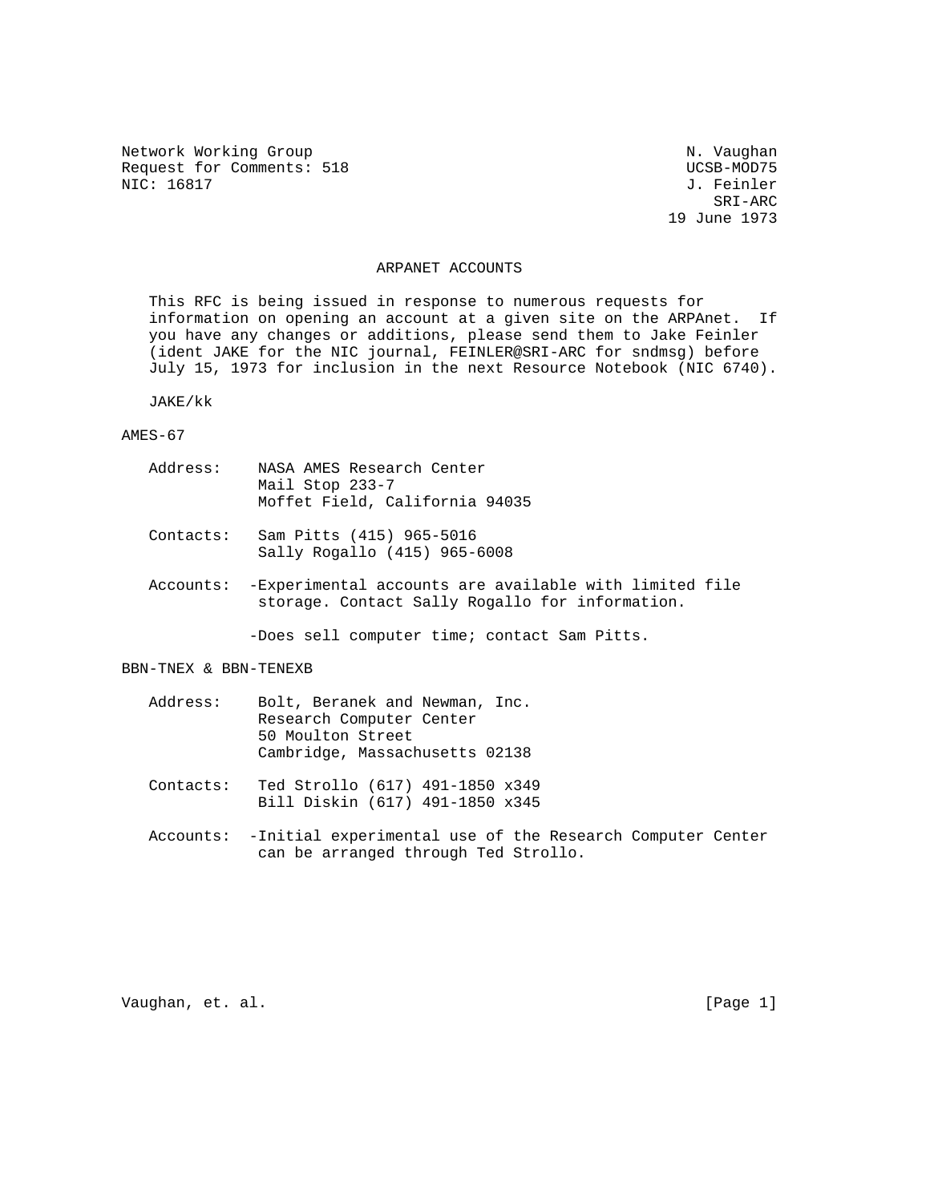Network Working Group N. Vaughan
Request for Comments: 518 UCSB-MOD75
NIC: 16817 J. Feinler
SRI-ARC
19 June 1973

# ARPANET ACCOUNTS

This RFC is being issued in response to numerous requests for information on opening an account at a given site on the ARPAnet. If you have any changes or additions, please send them to Jake Feinler (ident JAKE for the NIC journal, FEINLER@SRI-ARC for sndmsg) before July 15, 1973 for inclusion in the next Resource Notebook (NIC 6740).

JAKE/kk

## AMES-67

Address: NASA AMES Research Center
Mail Stop 233-7
Moffet Field, California 94035

Contacts: Sam Pitts (415) 965-5016
Sally Rogallo (415) 965-6008

Accounts:
- Experimental accounts are available with limited file storage. Contact Sally Rogallo for information.
- Does sell computer time; contact Sam Pitts.

## BBN-TNEX & BBN-TENEXB

Address: Bolt, Beranek and Newman, Inc.
Research Computer Center
50 Moulton Street
Cambridge, Massachusetts 02138

Contacts: Ted Strollo (617) 491-1850 x349
Bill Diskin (617) 491-1850 x345

Accounts:
- Initial experimental use of the Research Computer Center can be arranged through Ted Strollo.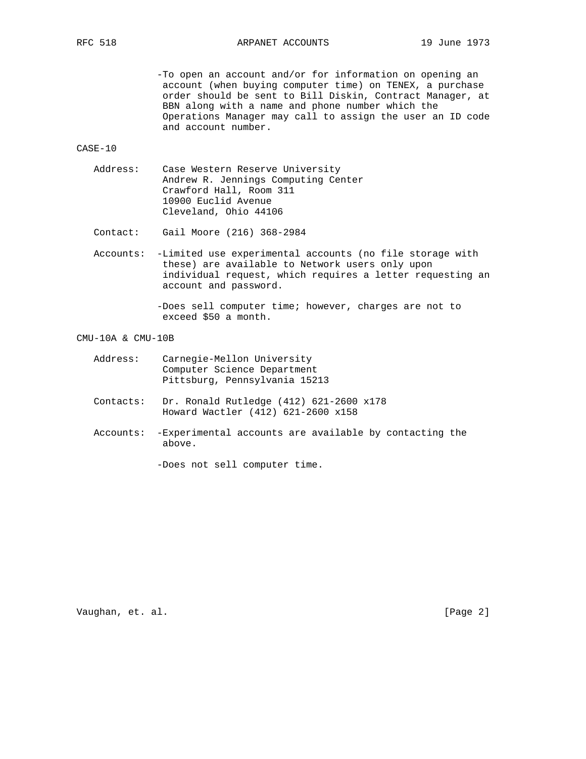-To open an account and/or for information on opening an account (when buying computer time) on TENEX, a purchase order should be sent to Bill Diskin, Contract Manager, at BBN along with a name and phone number which the Operations Manager may call to assign the user an ID code and account number.

CASE-10

Address: Case Western Reserve University
Andrew R. Jennings Computing Center
Crawford Hall, Room 311
10900 Euclid Avenue
Cleveland, Ohio 44106

Contact: Gail Moore (216) 368-2984

Accounts: -Limited use experimental accounts (no file storage with these) are available to Network users only upon individual request, which requires a letter requesting an account and password.

-Does sell computer time; however, charges are not to exceed $50 a month.

CMU-10A & CMU-10B

Address: Carnegie-Mellon University
Computer Science Department
Pittsburg, Pennsylvania 15213

Contacts: Dr. Ronald Rutledge (412) 621-2600 x178
Howard Wactler (412) 621-2600 x158

Accounts: -Experimental accounts are available by contacting the above.

-Does not sell computer time.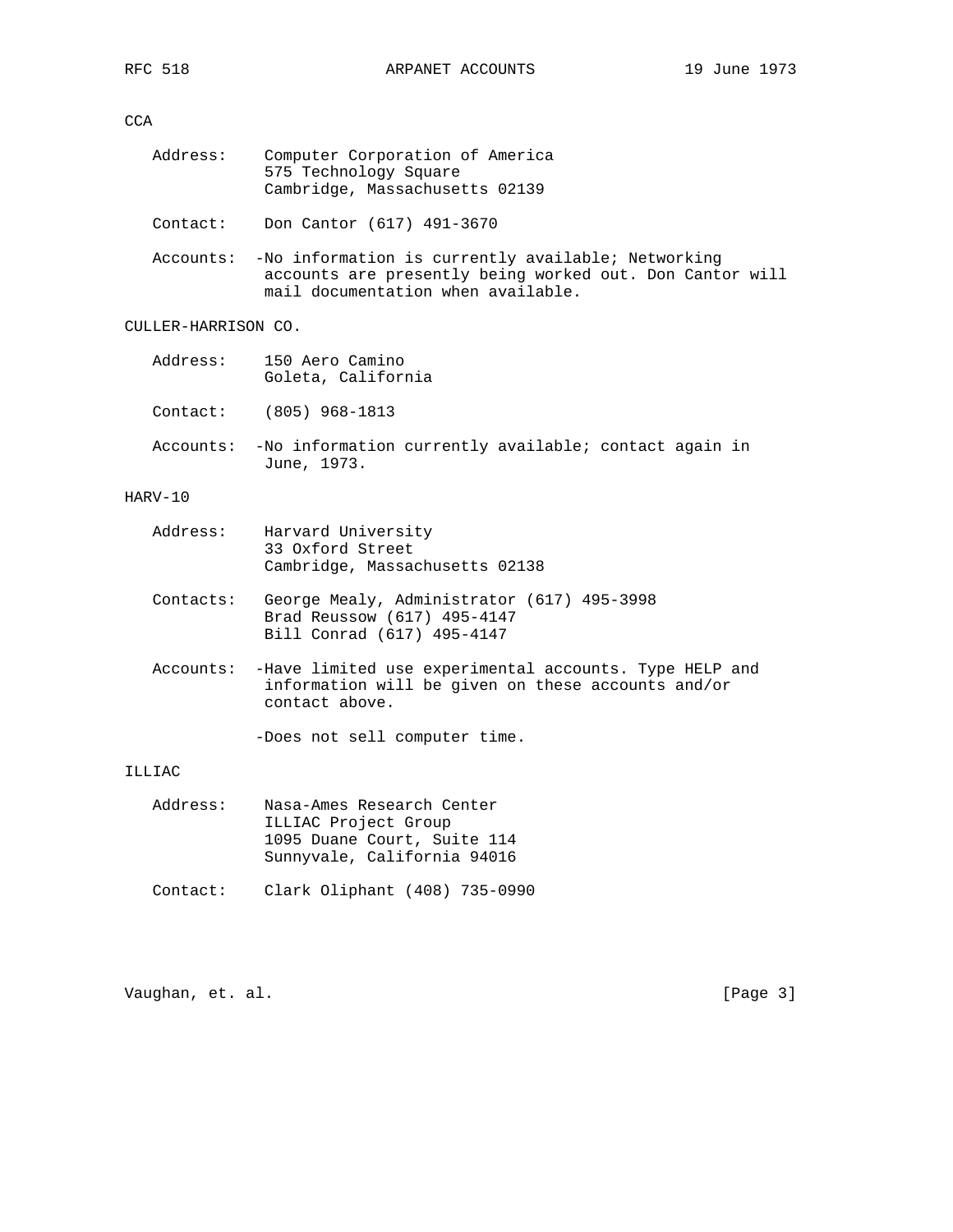CCA

Address: Computer Corporation of America
575 Technology Square
Cambridge, Massachusetts 02139

Contact: Don Cantor (617) 491-3670

Accounts: -No information is currently available; Networking accounts are presently being worked out. Don Cantor will mail documentation when available.

CULLER-HARRISON CO.

Address: 150 Aero Camino
Goleta, California

Contact: (805) 968-1813

Accounts: -No information currently available; contact again in June, 1973.

HARV-10

Address: Harvard University
33 Oxford Street
Cambridge, Massachusetts 02138

Contacts: George Mealy, Administrator (617) 495-3998
Brad Reussow (617) 495-4147
Bill Conrad (617) 495-4147

Accounts: -Have limited use experimental accounts. Type HELP and information will be given on these accounts and/or contact above.

-Does not sell computer time.

ILLIAC

Address: Nasa-Ames Research Center
ILLIAC Project Group
1095 Duane Court, Suite 114
Sunnyvale, California 94016

Contact: Clark Oliphant (408) 735-0990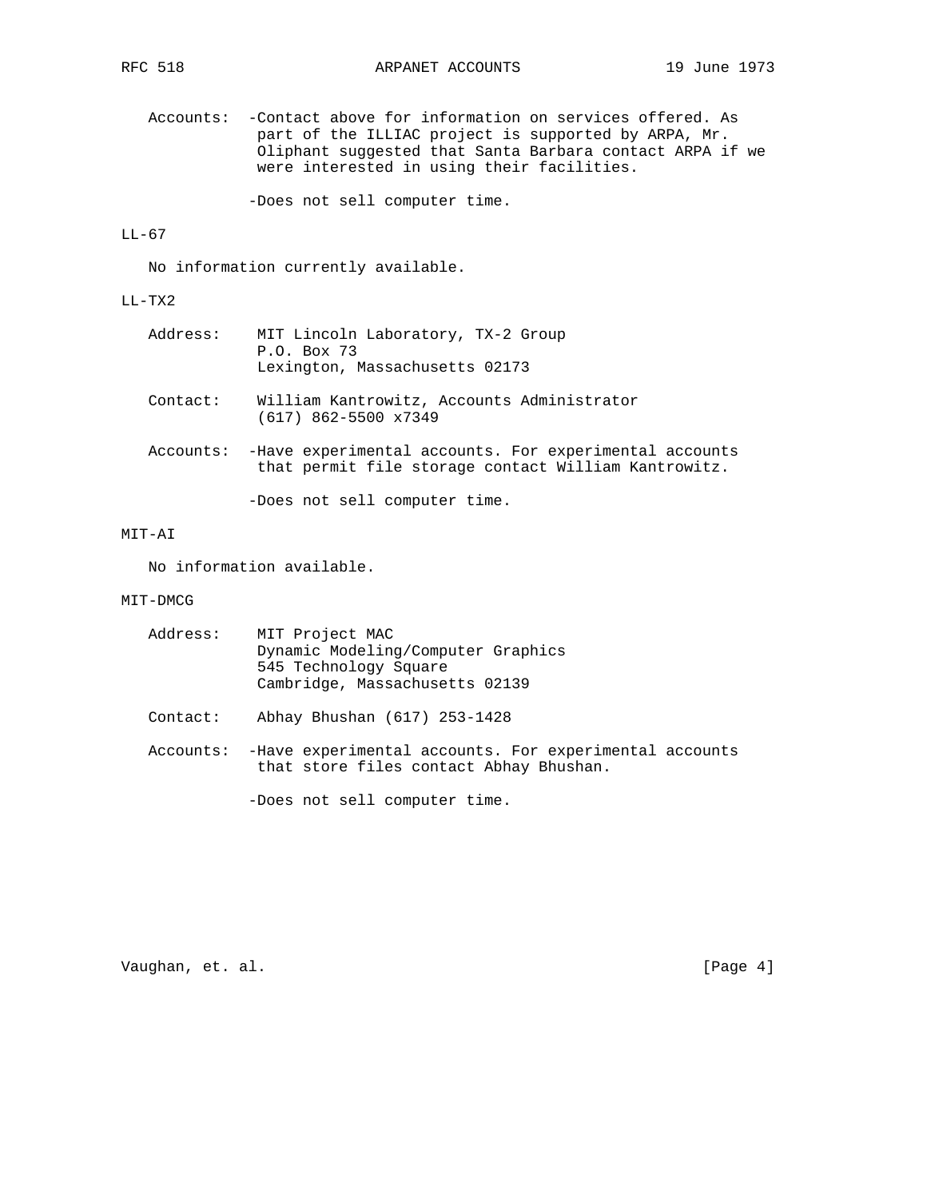Accounts: -Contact above for information on services offered. As part of the ILLIAC project is supported by ARPA, Mr. Oliphant suggested that Santa Barbara contact ARPA if we were interested in using their facilities.

-Does not sell computer time.

LL-67

No information currently available.

LL-TX2

Address: MIT Lincoln Laboratory, TX-2 Group
P.O. Box 73
Lexington, Massachusetts 02173

Contact: William Kantrowitz, Accounts Administrator
(617) 862-5500 x7349

Accounts: -Have experimental accounts. For experimental accounts that permit file storage contact William Kantrowitz.

-Does not sell computer time.

MIT-AI

No information available.

MIT-DMCG

Address: MIT Project MAC
Dynamic Modeling/Computer Graphics
545 Technology Square
Cambridge, Massachusetts 02139

Contact: Abhay Bhushan (617) 253-1428

Accounts: -Have experimental accounts. For experimental accounts that store files contact Abhay Bhushan.

-Does not sell computer time.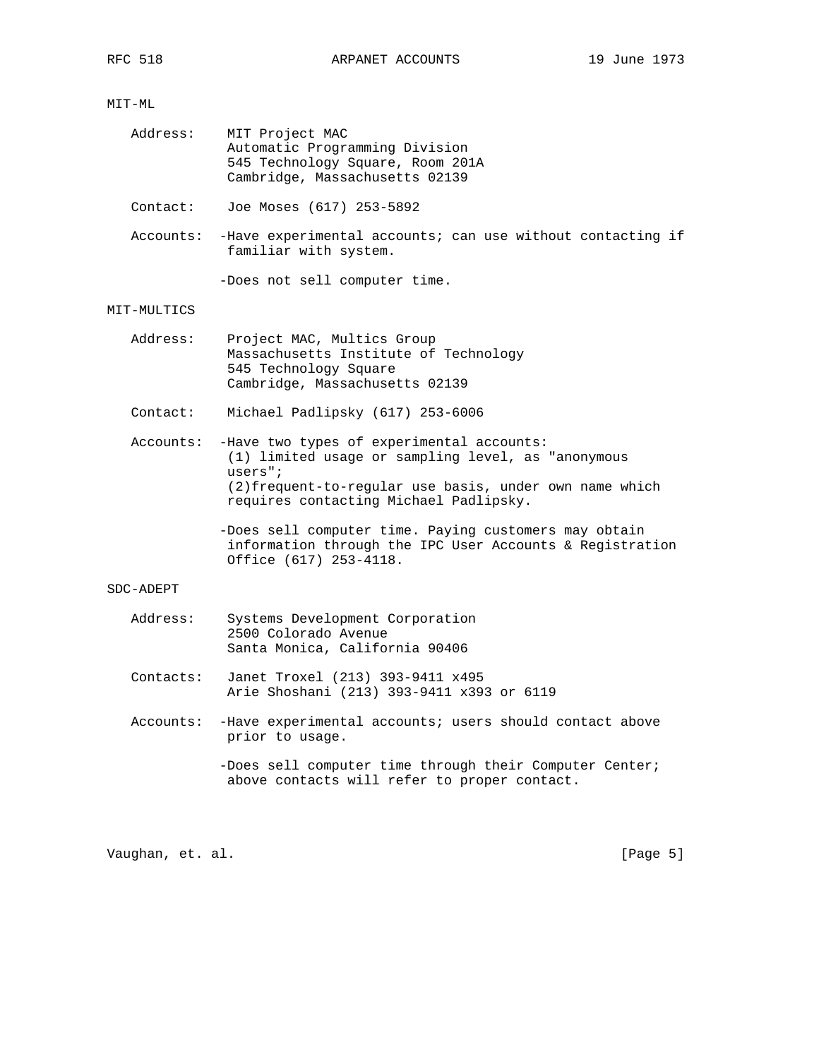MIT-ML

Address: MIT Project MAC
Automatic Programming Division
545 Technology Square, Room 201A
Cambridge, Massachusetts 02139

Contact: Joe Moses (617) 253-5892

Accounts: -Have experimental accounts; can use without contacting if familiar with system.

-Does not sell computer time.

MIT-MULTICS

Address: Project MAC, Multics Group
Massachusetts Institute of Technology
545 Technology Square
Cambridge, Massachusetts 02139

Contact: Michael Padlipsky (617) 253-6006

Accounts: -Have two types of experimental accounts:
(1) limited usage or sampling level, as "anonymous users";
(2)frequent-to-regular use basis, under own name which requires contacting Michael Padlipsky.

-Does sell computer time. Paying customers may obtain information through the IPC User Accounts & Registration Office (617) 253-4118.

SDC-ADEPT

Address: Systems Development Corporation
2500 Colorado Avenue
Santa Monica, California 90406

Contacts: Janet Troxel (213) 393-9411 x495
Arie Shoshani (213) 393-9411 x393 or 6119

Accounts: -Have experimental accounts; users should contact above prior to usage.

-Does sell computer time through their Computer Center; above contacts will refer to proper contact.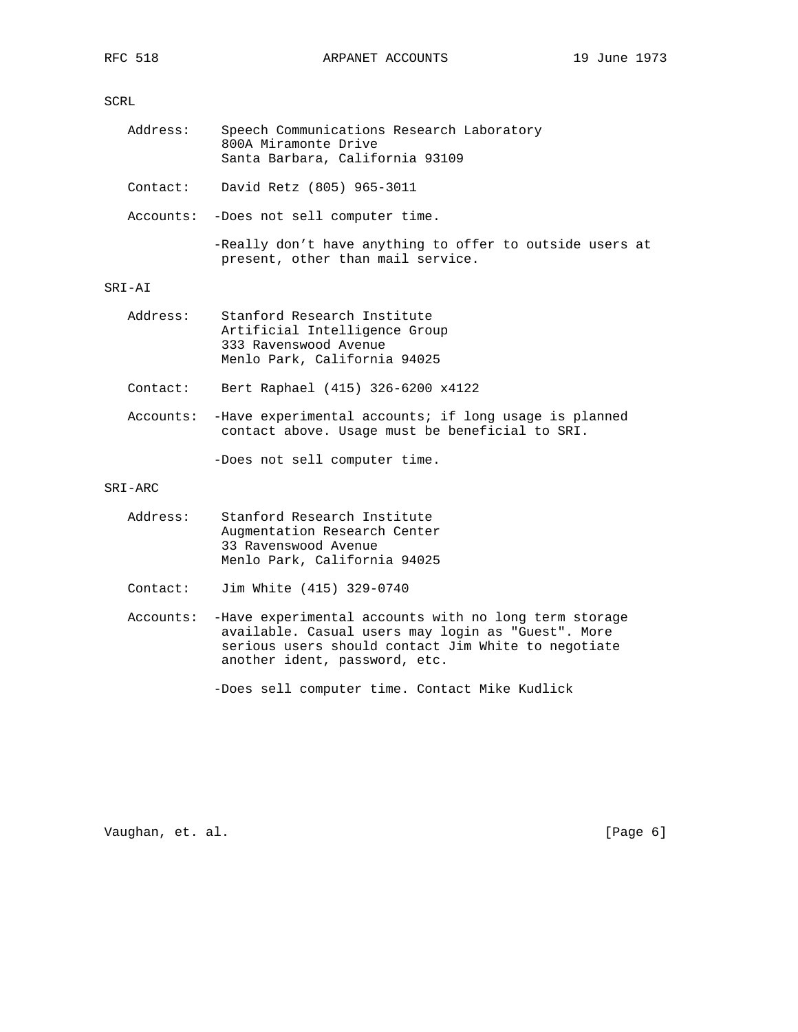SCRL

Address: Speech Communications Research Laboratory
800A Miramonte Drive
Santa Barbara, California 93109

Contact: David Retz (805) 965-3011

Accounts:
- Does not sell computer time.
- Really don't have anything to offer to outside users at present, other than mail service.

SRI-AI

Address: Stanford Research Institute
Artificial Intelligence Group
333 Ravenswood Avenue
Menlo Park, California 94025

Contact: Bert Raphael (415) 326-6200 x4122

Accounts:
- Have experimental accounts; if long usage is planned contact above. Usage must be beneficial to SRI.
- Does not sell computer time.

SRI-ARC

Address: Stanford Research Institute
Augmentation Research Center
33 Ravenswood Avenue
Menlo Park, California 94025

Contact: Jim White (415) 329-0740

Accounts:
- Have experimental accounts with no long term storage available. Casual users may login as "Guest". More serious users should contact Jim White to negotiate another ident, password, etc.
- Does sell computer time. Contact Mike Kudlick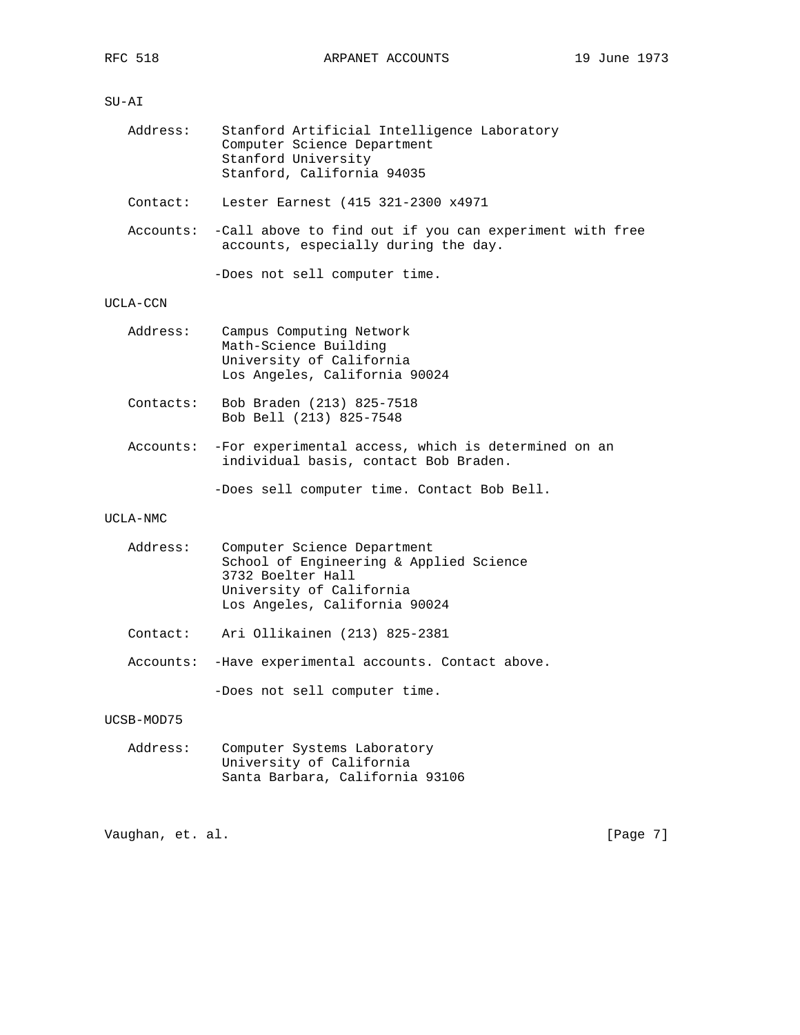SU-AI

Address: Stanford Artificial Intelligence Laboratory
Computer Science Department
Stanford University
Stanford, California 94035

Contact: Lester Earnest (415 321-2300 x4971

Accounts: -Call above to find out if you can experiment with free accounts, especially during the day.

-Does not sell computer time.

UCLA-CCN

Address: Campus Computing Network
Math-Science Building
University of California
Los Angeles, California 90024

Contacts: Bob Braden (213) 825-7518
Bob Bell (213) 825-7548

Accounts: -For experimental access, which is determined on an individual basis, contact Bob Braden.

-Does sell computer time. Contact Bob Bell.

UCLA-NMC

Address: Computer Science Department
School of Engineering & Applied Science
3732 Boelter Hall
University of California
Los Angeles, California 90024

Contact: Ari Ollikainen (213) 825-2381

Accounts: -Have experimental accounts. Contact above.

-Does not sell computer time.

UCSB-MOD75

Address: Computer Systems Laboratory
University of California
Santa Barbara, California 93106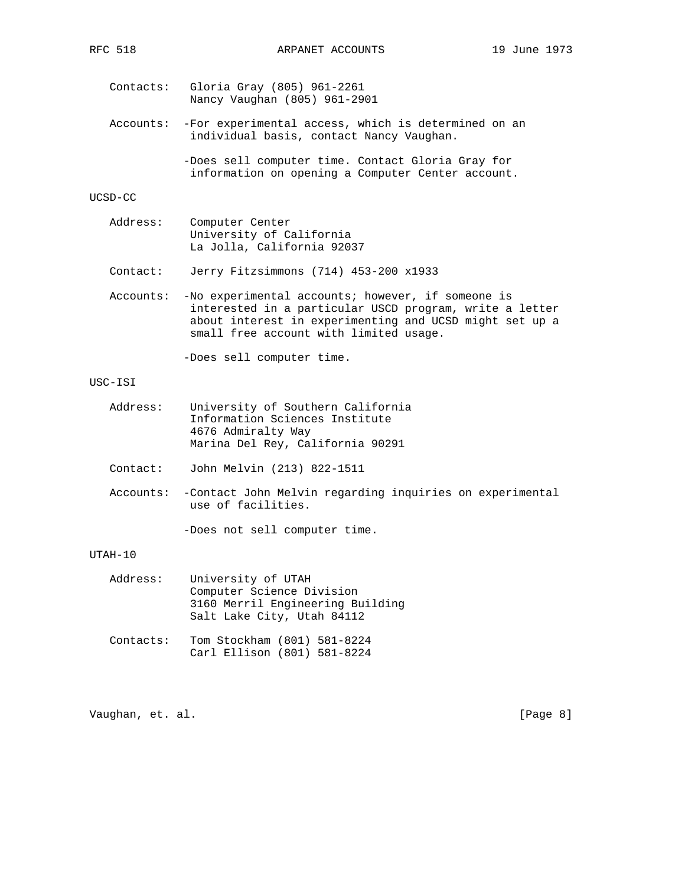Contacts: Gloria Gray (805) 961-2261
Nancy Vaughan (805) 961-2901

Accounts: -For experimental access, which is determined on an individual basis, contact Nancy Vaughan.

-Does sell computer time. Contact Gloria Gray for information on opening a Computer Center account.

UCSD-CC

Address: Computer Center
University of California
La Jolla, California 92037

Contact: Jerry Fitzsimmons (714) 453-200 x1933

Accounts: -No experimental accounts; however, if someone is interested in a particular USCD program, write a letter about interest in experimenting and UCSD might set up a small free account with limited usage.

-Does sell computer time.

USC-ISI

Address: University of Southern California
Information Sciences Institute
4676 Admiralty Way
Marina Del Rey, California 90291

Contact: John Melvin (213) 822-1511

Accounts: -Contact John Melvin regarding inquiries on experimental use of facilities.

-Does not sell computer time.

UTAH-10

Address: University of UTAH
Computer Science Division
3160 Merril Engineering Building
Salt Lake City, Utah 84112

Contacts: Tom Stockham (801) 581-8224
Carl Ellison (801) 581-8224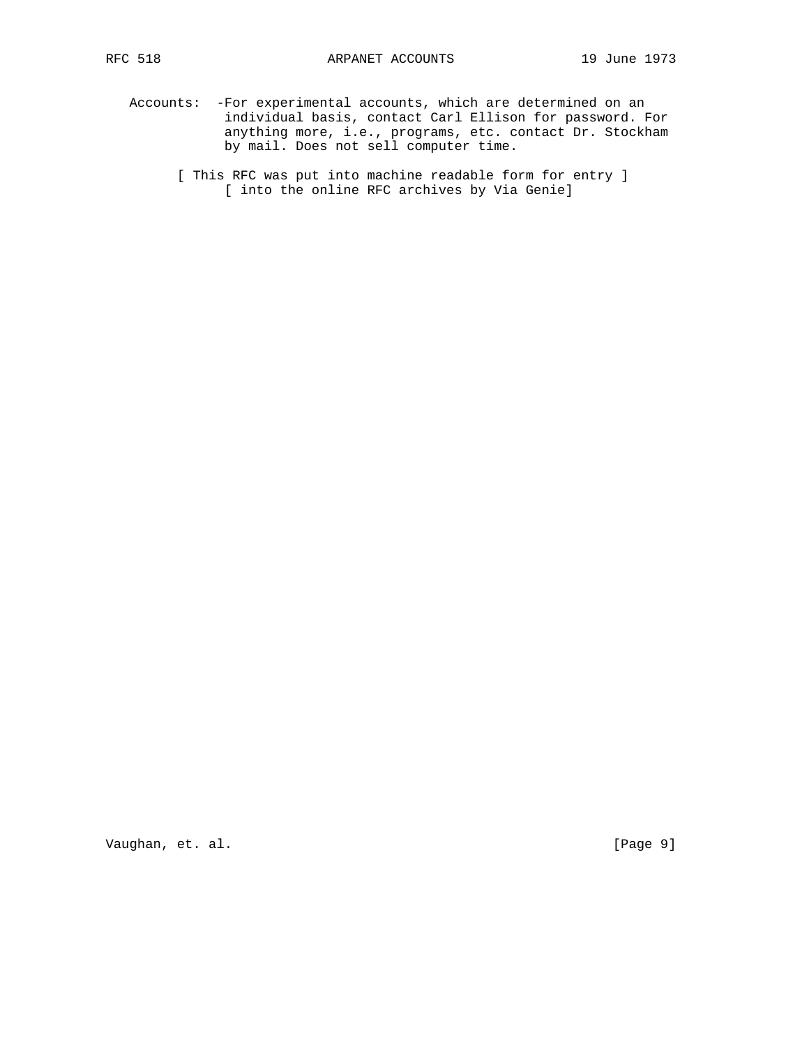Accounts: -For experimental accounts, which are determined on an individual basis, contact Carl Ellison for password. For anything more, i.e., programs, etc. contact Dr. Stockham by mail. Does not sell computer time.

[ This RFC was put into machine readable form for entry ]
[ into the online RFC archives by Via Genie]